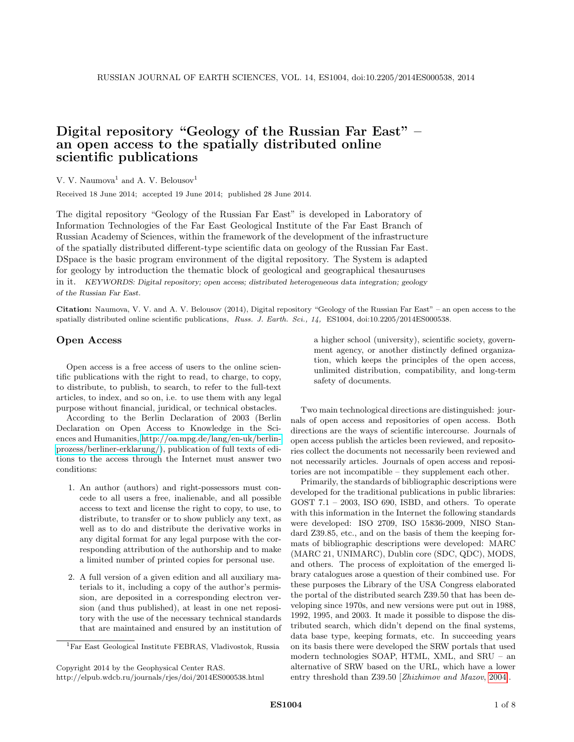# Digital repository "Geology of the Russian Far East" – an open access to the spatially distributed online scientific publications

V. V. Naumova[1] and A. V. Belousov[1]

Received 18 June 2014; accepted 19 June 2014; published 28 June 2014.

The digital repository "Geology of the Russian Far East" is developed in Laboratory of Information Technologies of the Far East Geological Institute of the Far East Branch of Russian Academy of Sciences, within the framework of the development of the infrastructure of the spatially distributed different-type scientific data on geology of the Russian Far East. DSpace is the basic program environment of the digital repository. The System is adapted for geology by introduction the thematic block of geological and geographical thesauruses in it. *KEYWORDS: Digital repository; open access; distributed heterogeneous data integration; geology of the Russian Far East.*

**Citation:** Naumova, V. V. and A. V. Belousov (2014), Digital repository "Geology of the Russian Far East" – an open access to the spatially distributed online scientific publications, *Russ. J. Earth. Sci., 14,* ES1004, doi:10.2205/2014ES000538.

## Open Access

Open access is a free access of users to the online scientific publications with the right to read, to charge, to copy, to distribute, to publish, to search, to refer to the full-text articles, to index, and so on, i.e. to use them with any legal purpose without financial, juridical, or technical obstacles.

According to the Berlin Declaration of 2003 (Berlin Declaration on Open Access to Knowledge in the Sciences and Humanities, http://oa.mpg.de/lang/en-uk/berlin-prozess/berliner-erklarung/), publication of full texts of editions to the access through the Internet must answer two conditions:

1. An author (authors) and right-possessors must concede to all users a free, inalienable, and all possible access to text and license the right to copy, to use, to distribute, to transfer or to show publicly any text, as well as to do and distribute the derivative works in any digital format for any legal purpose with the corresponding attribution of the authorship and to make a limited number of printed copies for personal use.

2. A full version of a given edition and all auxiliary materials to it, including a copy of the author's permission, are deposited in a corresponding electron version (and thus published), at least in one net repository with the use of the necessary technical standards that are maintained and ensured by an institution of a higher school (university), scientific society, government agency, or another distinctly defined organization, which keeps the principles of the open access, unlimited distribution, compatibility, and long-term safety of documents.

Two main technological directions are distinguished: journals of open access and repositories of open access. Both directions are the ways of scientific intercourse. Journals of open access publish the articles been reviewed, and repositories collect the documents not necessarily been reviewed and not necessarily articles. Journals of open access and repositories are not incompatible – they supplement each other.

Primarily, the standards of bibliographic descriptions were developed for the traditional publications in public libraries: GOST 7.1 – 2003, ISO 690, ISBD, and others. To operate with this information in the Internet the following standards were developed: ISO 2709, ISO 15836-2009, NISO Standard Z39.85, etc., and on the basis of them the keeping formats of bibliographic descriptions were developed: MARC (MARC 21, UNIMARC), Dublin core (SDC, QDC), MODS, and others. The process of exploitation of the emerged library catalogues arose a question of their combined use. For these purposes the Library of the USA Congress elaborated the portal of the distributed search Z39.50 that has been developing since 1970s, and new versions were put out in 1988, 1992, 1995, and 2003. It made it possible to dispose the distributed search, which didn't depend on the final systems, data base type, keeping formats, etc. In succeeding years on its basis there were developed the SRW portals that used modern technologies SOAP, HTML, XML, and SRU – an alternative of SRW based on the URL, which have a lower entry threshold than Z39.50 [*Zhizhimov and Mazov*, 2004].

[1] Far East Geological Institute FEBRAS, Vladivostok, Russia

Copyright 2014 by the Geophysical Center RAS.
http://elpub.wdcb.ru/journals/rjes/doi/2014ES000538.html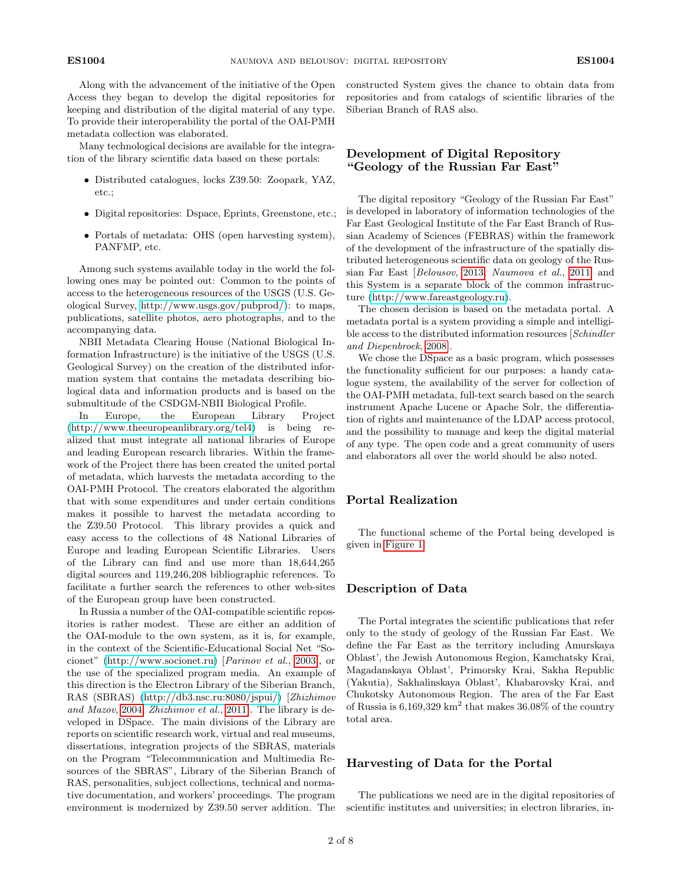Along with the advancement of the initiative of the Open Access they began to develop the digital repositories for keeping and distribution of the digital material of any type. To provide their interoperability the portal of the OAI-PMH metadata collection was elaborated.

Many technological decisions are available for the integration of the library scientific data based on these portals:

- Distributed catalogues, locks Z39.50: Zoopark, YAZ, etc.;
- Digital repositories: Dspace, Eprints, Greenstone, etc.;
- Portals of metadata: OHS (open harvesting system), PANFMP, etc.

Among such systems available today in the world the following ones may be pointed out: Common to the points of access to the heterogeneous resources of the USGS (U.S. Geological Survey, http://www.usgs.gov/pubprod/): to maps, publications, satellite photos, aero photographs, and to the accompanying data.

NBII Metadata Clearing House (National Biological Information Infrastructure) is the initiative of the USGS (U.S. Geological Survey) on the creation of the distributed information system that contains the metadata describing biological data and information products and is based on the submultitude of the CSDGM-NBII Biological Profile.

In Europe, the European Library Project (http://www.theeuropeanlibrary.org/tel4) is being realized that must integrate all national libraries of Europe and leading European research libraries. Within the framework of the Project there has been created the united portal of metadata, which harvests the metadata according to the OAI-PMH Protocol. The creators elaborated the algorithm that with some expenditures and under certain conditions makes it possible to harvest the metadata according to the Z39.50 Protocol. This library provides a quick and easy access to the collections of 48 National Libraries of Europe and leading European Scientific Libraries. Users of the Library can find and use more than 18,644,265 digital sources and 119,246,208 bibliographic references. To facilitate a further search the references to other web-sites of the European group have been constructed.

In Russia a number of the OAI-compatible scientific repositories is rather modest. These are either an addition of the OAI-module to the own system, as it is, for example, in the context of the Scientific-Educational Social Net "Socionet" (http://www.socionet.ru) [*Parinov et al.*, 2003], or the use of the specialized program media. An example of this direction is the Electron Library of the Siberian Branch, RAS (SBRAS) (http://db3.nsc.ru:8080/jspui/) [*Zhizhimov and Mazov*, 2004; *Zhizhimov et al.*, 2011]. The library is developed in DSpace. The main divisions of the Library are reports on scientific research work, virtual and real museums, dissertations, integration projects of the SBRAS, materials on the Program "Telecommunication and Multimedia Resources of the SBRAS", Library of the Siberian Branch of RAS, personalities, subject collections, technical and normative documentation, and workers' proceedings. The program environment is modernized by Z39.50 server addition. The constructed System gives the chance to obtain data from repositories and from catalogs of scientific libraries of the Siberian Branch of RAS also.

## Development of Digital Repository "Geology of the Russian Far East"

The digital repository "Geology of the Russian Far East" is developed in laboratory of information technologies of the Far East Geological Institute of the Far East Branch of Russian Academy of Sciences (FEBRAS) within the framework of the development of the infrastructure of the spatially distributed heterogeneous scientific data on geology of the Russian Far East [*Belousov*, 2013; *Naumova et al.*, 2011] and this System is a separate block of the common infrastructure (http://www.fareastgeology.ru).

The chosen decision is based on the metadata portal. A metadata portal is a system providing a simple and intelligible access to the distributed information resources [*Schindler and Diepenbroek*, 2008].

We chose the DSpace as a basic program, which possesses the functionality sufficient for our purposes: a handy catalogue system, the availability of the server for collection of the OAI-PMH metadata, full-text search based on the search instrument Apache Lucene or Apache Solr, the differentiation of rights and maintenance of the LDAP access protocol, and the possibility to manage and keep the digital material of any type. The open code and a great community of users and elaborators all over the world should be also noted.

## Portal Realization

The functional scheme of the Portal being developed is given in Figure 1.

## Description of Data

The Portal integrates the scientific publications that refer only to the study of geology of the Russian Far East. We define the Far East as the territory including Amurskaya Oblast', the Jewish Autonomous Region, Kamchatsky Krai, Magadanskaya Oblast', Primorsky Krai, Sakha Republic (Yakutia), Sakhalinskaya Oblast', Khabarovsky Krai, and Chukotsky Autonomous Region. The area of the Far East of Russia is 6,169,329 km$^2$ that makes 36.08% of the country total area.

## Harvesting of Data for the Portal

The publications we need are in the digital repositories of scientific institutes and universities; in electron libraries, in-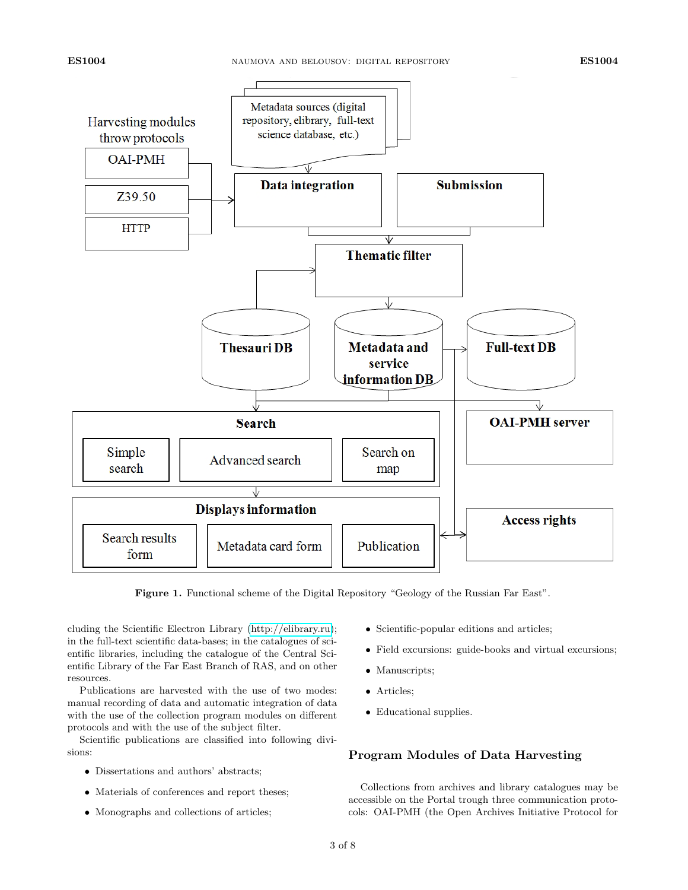Figure 1. Functional scheme of the Digital Repository "Geology of the Russian Far East".

cluding the Scientific Electron Library (http://elibrary.ru); in the full-text scientific data-bases; in the catalogues of scientific libraries, including the catalogue of the Central Scientific Library of the Far East Branch of RAS, and on other resources.

Publications are harvested with the use of two modes: manual recording of data and automatic integration of data with the use of the collection program modules on different protocols and with the use of the subject filter.

Scientific publications are classified into following divisions:

- Dissertations and authors' abstracts;
- Materials of conferences and report theses;
- Monographs and collections of articles;
- Scientific-popular editions and articles;
- Field excursions: guide-books and virtual excursions;
- Manuscripts;
- Articles;
- Educational supplies.

## Program Modules of Data Harvesting

Collections from archives and library catalogues may be accessible on the Portal trough three communication protocols: OAI-PMH (the Open Archives Initiative Protocol for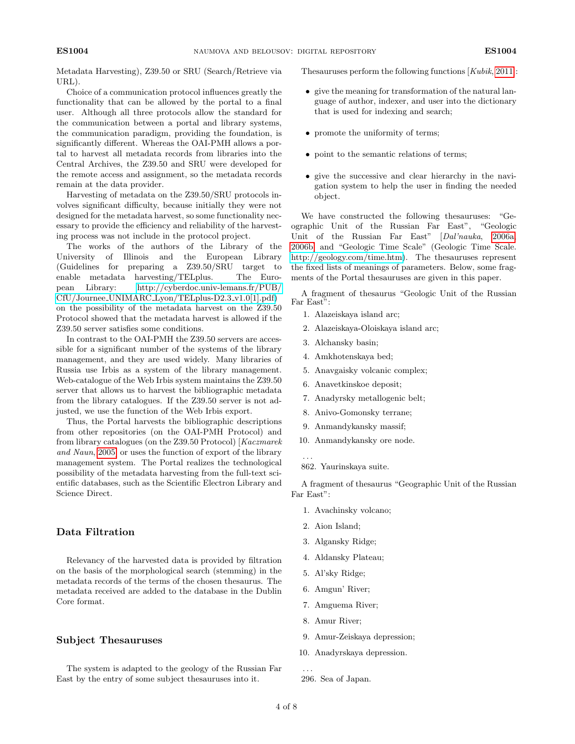Metadata Harvesting), Z39.50 or SRU (Search/Retrieve via URL).

Choice of a communication protocol influences greatly the functionality that can be allowed by the portal to a final user. Although all three protocols allow the standard for the communication between a portal and library systems, the communication paradigm, providing the foundation, is significantly different. Whereas the OAI-PMH allows a portal to harvest all metadata records from libraries into the Central Archives, the Z39.50 and SRU were developed for the remote access and assignment, so the metadata records remain at the data provider.

Harvesting of metadata on the Z39.50/SRU protocols involves significant difficulty, because initially they were not designed for the metadata harvest, so some functionality necessary to provide the efficiency and reliability of the harvesting process was not include in the protocol project.

The works of the authors of the Library of the University of Illinois and the European Library (Guidelines for preparing a Z39.50/SRU target to enable metadata harvesting/TELplus. The European Library: http://cyberdoc.univ-lemans.fr/PUB/CfU/Journee_UNIMARC_Lyon/TELplus-D2.3_v1.0[1].pdf) on the possibility of the metadata harvest on the Z39.50 Protocol showed that the metadata harvest is allowed if the Z39.50 server satisfies some conditions.

In contrast to the OAI-PMH the Z39.50 servers are accessible for a significant number of the systems of the library management, and they are used widely. Many libraries of Russia use Irbis as a system of the library management. Web-catalogue of the Web Irbis system maintains the Z39.50 server that allows us to harvest the bibliographic metadata from the library catalogues. If the Z39.50 server is not adjusted, we use the function of the Web Irbis export.

Thus, the Portal harvests the bibliographic descriptions from other repositories (on the OAI-PMH Protocol) and from library catalogues (on the Z39.50 Protocol) [*Kaczmarek and Naun*, 2005] or uses the function of export of the library management system. The Portal realizes the technological possibility of the metadata harvesting from the full-text scientific databases, such as the Scientific Electron Library and Science Direct.

## Data Filtration

Relevancy of the harvested data is provided by filtration on the basis of the morphological search (stemming) in the metadata records of the terms of the chosen thesaurus. The metadata received are added to the database in the Dublin Core format.

## Subject Thesauruses

The system is adapted to the geology of the Russian Far East by the entry of some subject thesauruses into it.

Thesauruses perform the following functions [*Kubik*, 2011]:

- give the meaning for transformation of the natural language of author, indexer, and user into the dictionary that is used for indexing and search;
- promote the uniformity of terms;
- point to the semantic relations of terms;
- give the successive and clear hierarchy in the navigation system to help the user in finding the needed object.

We have constructed the following thesauruses: "Geographic Unit of the Russian Far East", "Geologic Unit of the Russian Far East" [*Dal'nauka*, 2006a, 2006b] and "Geologic Time Scale" (Geologic Time Scale. http://geology.com/time.htm). The thesauruses represent the fixed lists of meanings of parameters. Below, some fragments of the Portal thesauruses are given in this paper.

A fragment of thesaurus "Geologic Unit of the Russian Far East":

1. Alazeiskaya island arc;
2. Alazeiskaya-Oloiskaya island arc;
3. Alchansky basin;
4. Amkhotenskaya bed;
5. Anavgaisky volcanic complex;
6. Anavetkinskoe deposit;
7. Anadyrsky metallogenic belt;
8. Anivo-Gomonsky terrane;
9. Anmandykansky massif;
10. Anmandykansky ore node.

...
862. Yaurinskaya suite.

A fragment of thesaurus "Geographic Unit of the Russian Far East":

1. Avachinsky volcano;
2. Aion Island;
3. Algansky Ridge;
4. Aldansky Plateau;
5. Al'sky Ridge;
6. Amgun' River;
7. Amguema River;
8. Amur River;
9. Amur-Zeiskaya depression;
10. Anadyrskaya depression.

...
296. Sea of Japan.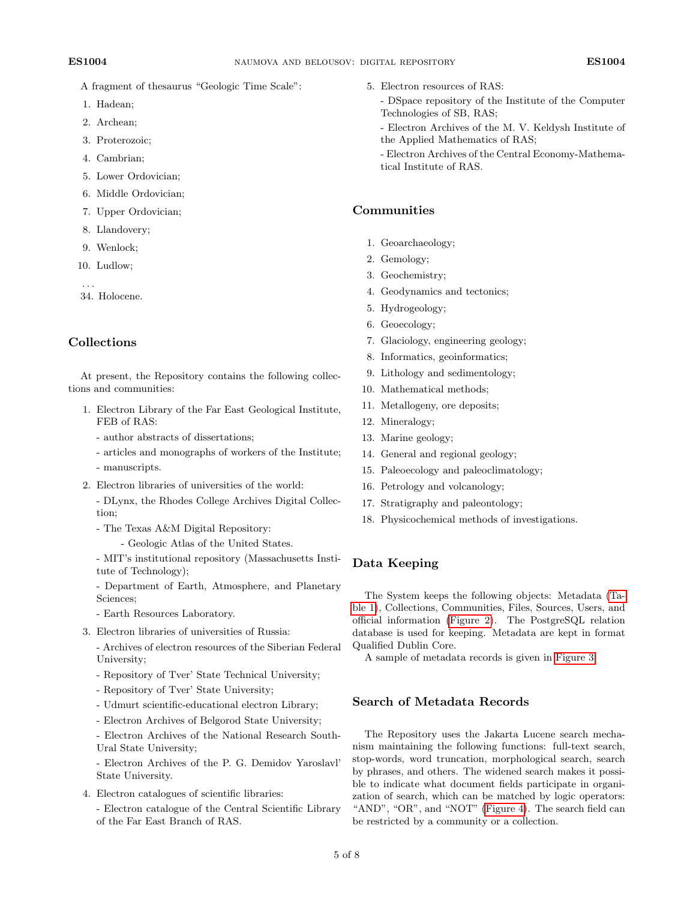A fragment of thesaurus "Geologic Time Scale":

1. Hadean;
2. Archean;
3. Proterozoic;
4. Cambrian;
5. Lower Ordovician;
6. Middle Ordovician;
7. Upper Ordovician;
8. Llandovery;
9. Wenlock;
10. Ludlow;

...

34. Holocene.

## Collections

At present, the Repository contains the following collections and communities:

1. Electron Library of the Far East Geological Institute, FEB of RAS:
   - author abstracts of dissertations;
   - articles and monographs of workers of the Institute;
   - manuscripts.
2. Electron libraries of universities of the world:
   - DLynx, the Rhodes College Archives Digital Collection;
   - The Texas A&M Digital Repository:
     - Geologic Atlas of the United States.
   - MIT's institutional repository (Massachusetts Institute of Technology);
   - Department of Earth, Atmosphere, and Planetary Sciences;
   - Earth Resources Laboratory.
3. Electron libraries of universities of Russia:
   - Archives of electron resources of the Siberian Federal University;
   - Repository of Tver' State Technical University;
   - Repository of Tver' State University;
   - Udmurt scientific-educational electron Library;
   - Electron Archives of Belgorod State University;
   - Electron Archives of the National Research South-Ural State University;
   - Electron Archives of the P. G. Demidov Yaroslavl' State University.
4. Electron catalogues of scientific libraries:
   - Electron catalogue of the Central Scientific Library of the Far East Branch of RAS.
5. Electron resources of RAS:
   - DSpace repository of the Institute of the Computer Technologies of SB, RAS;
   - Electron Archives of the M. V. Keldysh Institute of the Applied Mathematics of RAS;
   - Electron Archives of the Central Economy-Mathematical Institute of RAS.

## Communities

1. Geoarchaeology;
2. Gemology;
3. Geochemistry;
4. Geodynamics and tectonics;
5. Hydrogeology;
6. Geoecology;
7. Glaciology, engineering geology;
8. Informatics, geoinformatics;
9. Lithology and sedimentology;
10. Mathematical methods;
11. Metallogeny, ore deposits;
12. Mineralogy;
13. Marine geology;
14. General and regional geology;
15. Paleoecology and paleoclimatology;
16. Petrology and volcanology;
17. Stratigraphy and paleontology;
18. Physicochemical methods of investigations.

## Data Keeping

The System keeps the following objects: Metadata (Table 1), Collections, Communities, Files, Sources, Users, and official information (Figure 2). The PostgreSQL relation database is used for keeping. Metadata are kept in format Qualified Dublin Core.

A sample of metadata records is given in Figure 3.

## Search of Metadata Records

The Repository uses the Jakarta Lucene search mechanism maintaining the following functions: full-text search, stop-words, word truncation, morphological search, search by phrases, and others. The widened search makes it possible to indicate what document fields participate in organization of search, which can be matched by logic operators: "AND", "OR", and "NOT" (Figure 4). The search field can be restricted by a community or a collection.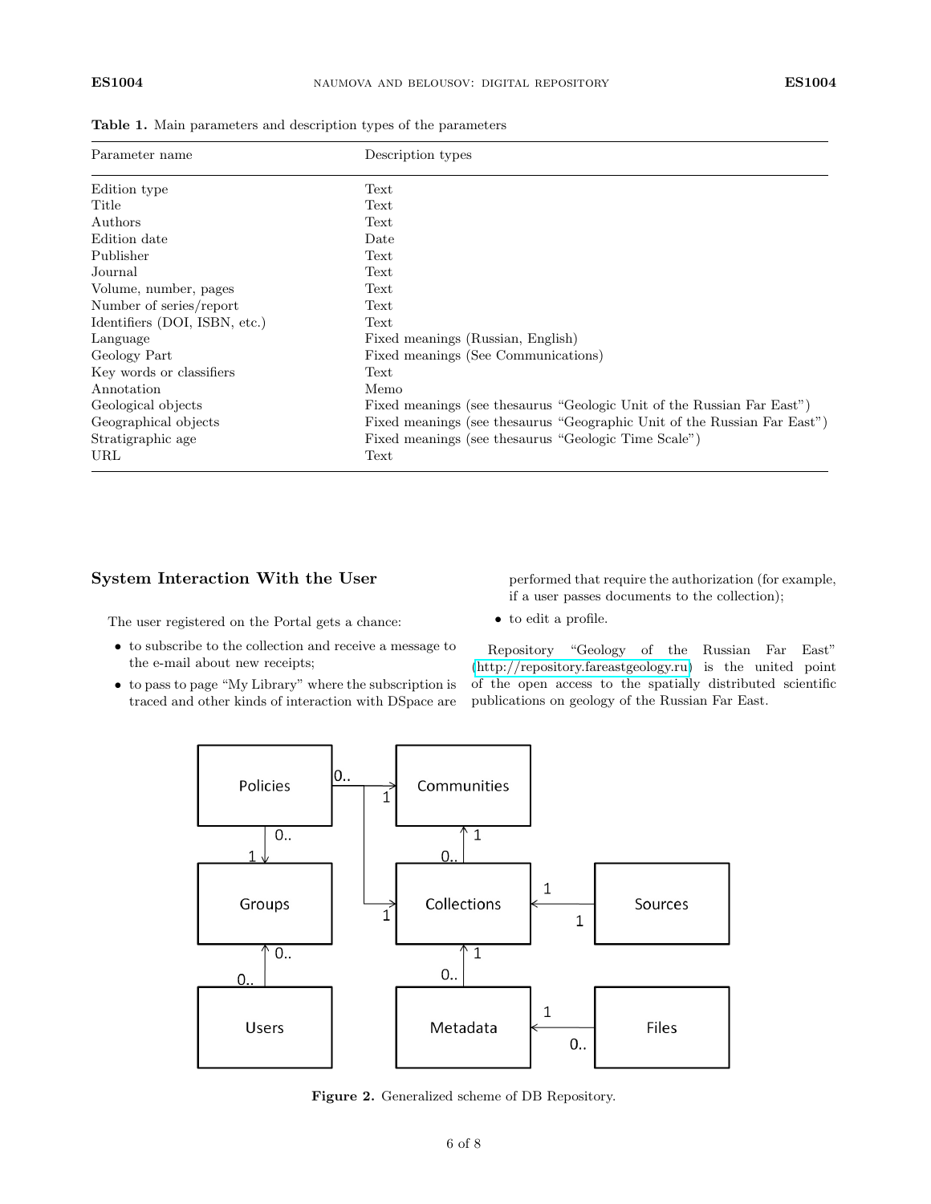**Table 1.** Main parameters and description types of the parameters

| Parameter name | Description types |
|---|---|
| Edition type | Text |
| Title | Text |
| Authors | Text |
| Edition date | Date |
| Publisher | Text |
| Journal | Text |
| Volume, number, pages | Text |
| Number of series/report | Text |
| Identifiers (DOI, ISBN, etc.) | Text |
| Language | Fixed meanings (Russian, English) |
| Geology Part | Fixed meanings (See Communications) |
| Key words or classifiers | Text |
| Annotation | Memo |
| Geological objects | Fixed meanings (see thesaurus "Geologic Unit of the Russian Far East") |
| Geographical objects | Fixed meanings (see thesaurus "Geographic Unit of the Russian Far East") |
| Stratigraphic age | Fixed meanings (see thesaurus "Geologic Time Scale") |
| URL | Text |

## System Interaction With the User

The user registered on the Portal gets a chance:

- to subscribe to the collection and receive a message to the e-mail about new receipts;
- to pass to page "My Library" where the subscription is traced and other kinds of interaction with DSpace are performed that require the authorization (for example, if a user passes documents to the collection);
- to edit a profile.

Repository "Geology of the Russian Far East" (http://repository.fareastgeology.ru) is the united point of the open access to the spatially distributed scientific publications on geology of the Russian Far East.

**Figure 2.** Generalized scheme of DB Repository.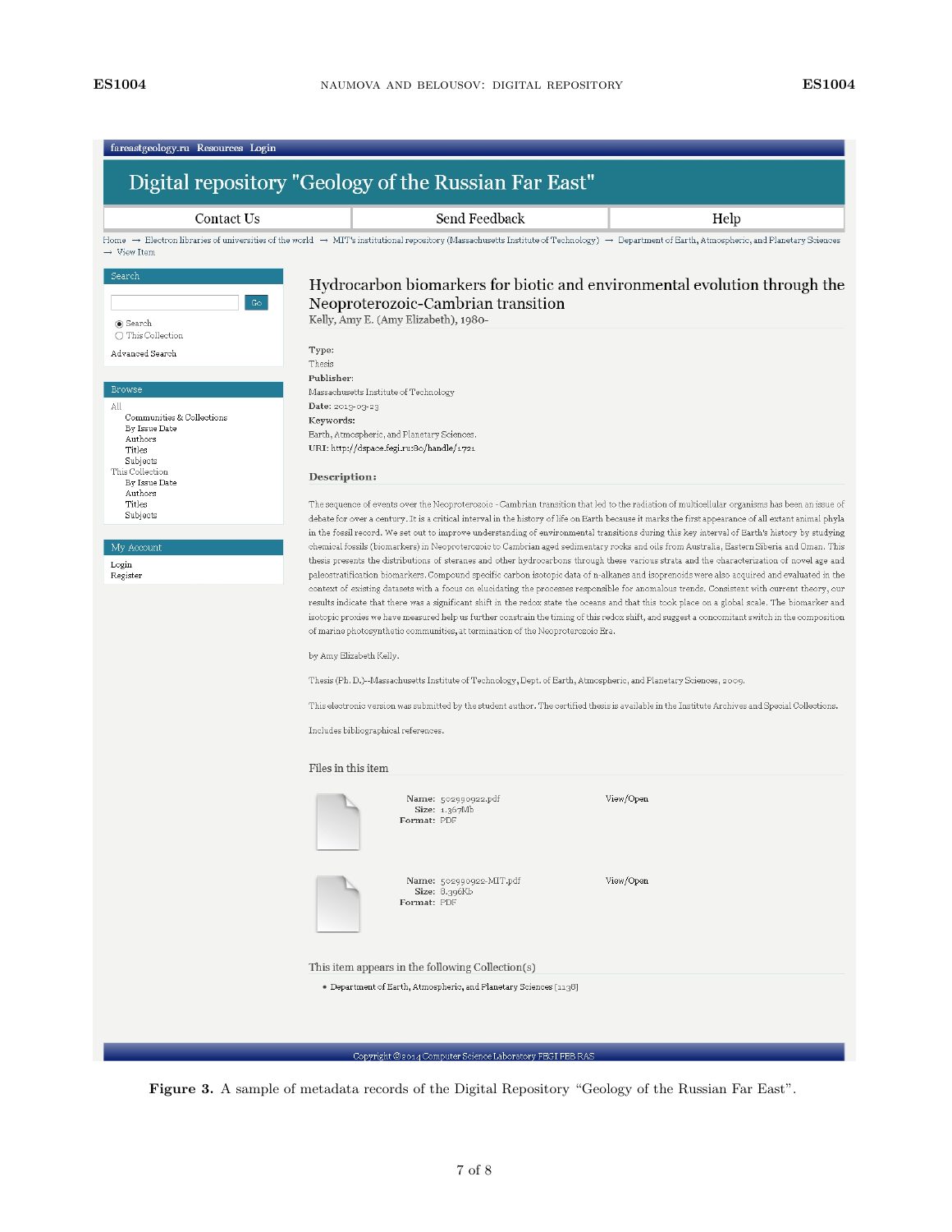fareastgeology.ru Resources Login

# Digital repository "Geology of the Russian Far East"

Contact Us | Send Feedback | Help

Home → Electron libraries of universities of the world → MIT's institutional repository (Massachusetts Institute of Technology) → Department of Earth, Atmospheric, and Planetary Sciences → View Item

**Search**

Go

- Search
- This Collection

Advanced Search

**Browse**

All
- Communities & Collections
- By Issue Date
- Authors
- Titles
- Subjects

This Collection
- By Issue Date
- Authors
- Titles
- Subjects

**My Account**

Login
Register

## Hydrocarbon biomarkers for biotic and environmental evolution through the Neoproterozoic-Cambrian transition

Kelly, Amy E. (Amy Elizabeth), 1980-

**Type:**
Thesis
**Publisher:**
Massachusetts Institute of Technology
**Date:** 2013-03-23
**Keywords:**
Earth, Atmospheric, and Planetary Sciences.
**URI:** http://dspace.fegi.ru:80/handle/1721

**Description:**

The sequence of events over the Neoproterozoic - Cambrian transition that led to the radiation of multicellular organisms has been an issue of debate for over a century. It is a critical interval in the history of life on Earth because it marks the first appearance of all extant animal phyla in the fossil record. We set out to improve understanding of environmental transitions during this key interval of Earth's history by studying chemical fossils (biomarkers) in Neoproterozoic to Cambrian aged sedimentary rocks and oils from Australia, Eastern Siberia and Oman. This thesis presents the distributions of steranes and other hydrocarbons through these various strata and the characterization of novel age and paleostratification biomarkers. Compound specific carbon isotopic data of n-alkanes and isoprenoids were also acquired and evaluated in the context of existing datasets with a focus on elucidating the processes responsible for anomalous trends. Consistent with current theory, our results indicate that there was a significant shift in the redox state the oceans and that this took place on a global scale. The biomarker and isotopic proxies we have measured help us further constrain the timing of this redox shift, and suggest a concomitant switch in the composition of marine photosynthetic communities, at termination of the Neoproterozoic Era.

by Amy Elizabeth Kelly.

Thesis (Ph. D.)--Massachusetts Institute of Technology, Dept. of Earth, Atmospheric, and Planetary Sciences, 2009.

This electronic version was submitted by the student author. The certified thesis is available in the Institute Archives and Special Collections.

Includes bibliographical references.

**Files in this item**

| | | |
|---|---|---|
| **Name:** 502990922.pdf **Size:** 1.367Mb **Format:** PDF | View/Open |
| **Name:** 502990922-MIT.pdf **Size:** 8.396Kb **Format:** PDF | View/Open |

**This item appears in the following Collection(s)**

- Department of Earth, Atmospheric, and Planetary Sciences [1238]

Copyright © 2014 Computer Science Laboratory FEGI FEB RAS

**Figure 3.** A sample of metadata records of the Digital Repository "Geology of the Russian Far East".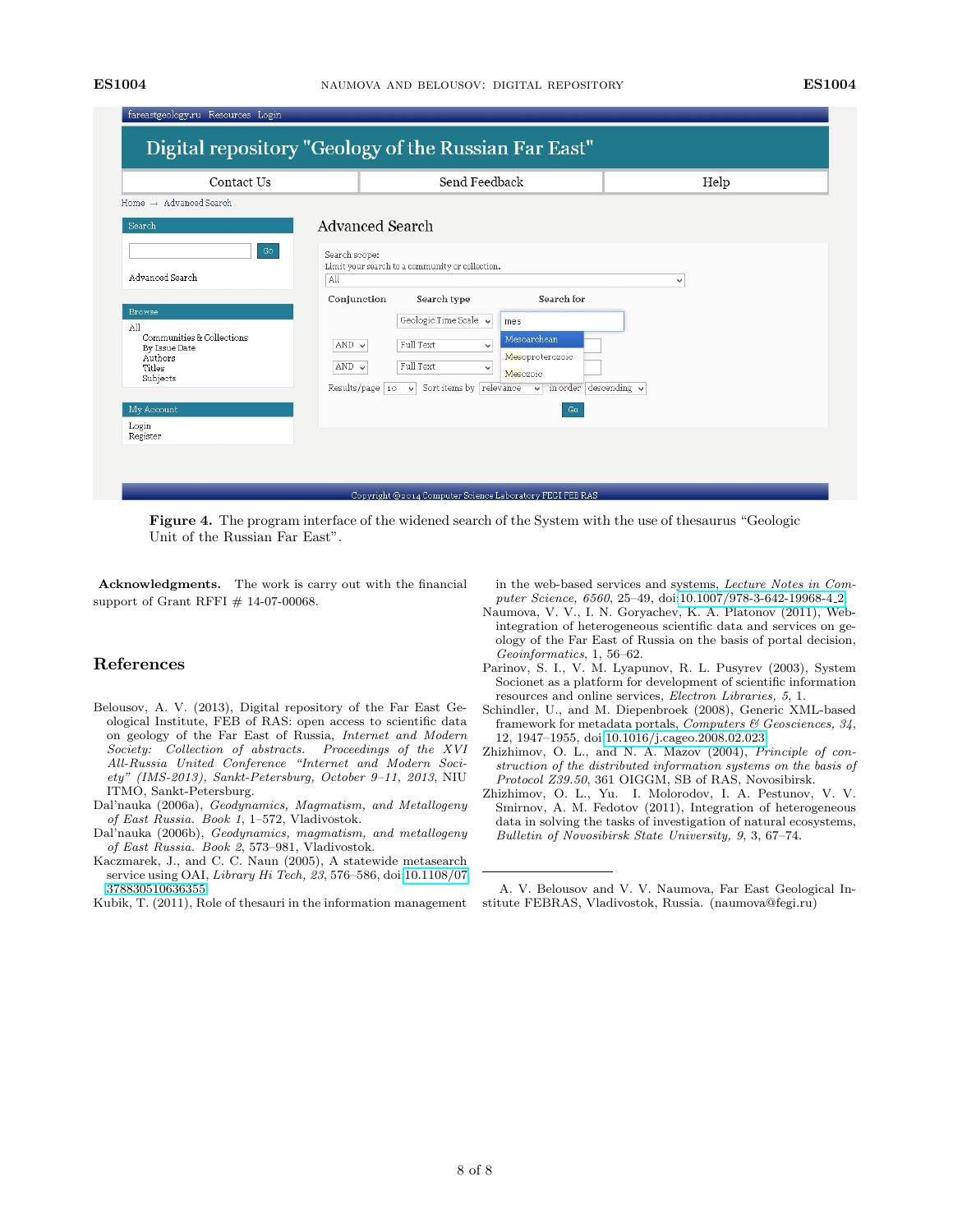**Figure 4.** The program interface of the widened search of the System with the use of thesaurus "Geologic Unit of the Russian Far East".

**Acknowledgments.** The work is carry out with the financial support of Grant RFFI # 14-07-00068.

## References

Belousov, A. V. (2013), Digital repository of the Far East Geological Institute, FEB of RAS: open access to scientific data on geology of the Far East of Russia, *Internet and Modern Society: Collection of abstracts. Proceedings of the XVI All-Russia United Conference "Internet and Modern Society" (IMS-2013), Sankt-Petersburg, October 9–11, 2013*, NIU ITMO, Sankt-Petersburg.

Dal'nauka (2006a), *Geodynamics, Magmatism, and Metallogeny of East Russia. Book 1*, 1–572, Vladivostok.

Dal'nauka (2006b), *Geodynamics, magmatism, and metallogeny of East Russia. Book 2*, 573–981, Vladivostok.

Kaczmarek, J., and C. C. Naun (2005), A statewide metasearch service using OAI, *Library Hi Tech, 23*, 576–586, doi:10.1108/07378830510636355

Kubik, T. (2011), Role of thesauri in the information management in the web-based services and systems, *Lecture Notes in Computer Science, 6560*, 25–49, doi:10.1007/978-3-642-19968-4_2

Naumova, V. V., I. N. Goryachev, K. A. Platonov (2011), Web-integration of heterogeneous scientific data and services on geology of the Far East of Russia on the basis of portal decision, *Geoinformatics*, 1, 56–62.

Parinov, S. I., V. M. Lyapunov, R. L. Pusyrev (2003), System Socionet as a platform for development of scientific information resources and online services, *Electron Libraries, 5*, 1.

Schindler, U., and M. Diepenbroek (2008), Generic XML-based framework for metadata portals, *Computers & Geosciences, 34*, 12, 1947–1955, doi 10.1016/j.cageo.2008.02.023

Zhizhimov, O. L., and N. A. Mazov (2004), *Principle of construction of the distributed information systems on the basis of Protocol Z39.50*, 361 OIGGM, SB of RAS, Novosibirsk.

Zhizhimov, O. L., Yu. I. Molorodov, I. A. Pestunov, V. V. Smirnov, A. M. Fedotov (2011), Integration of heterogeneous data in solving the tasks of investigation of natural ecosystems, *Bulletin of Novosibirsk State University, 9*, 3, 67–74.

---

A. V. Belousov and V. V. Naumova, Far East Geological Institute FEBRAS, Vladivostok, Russia. (naumova@fegi.ru)